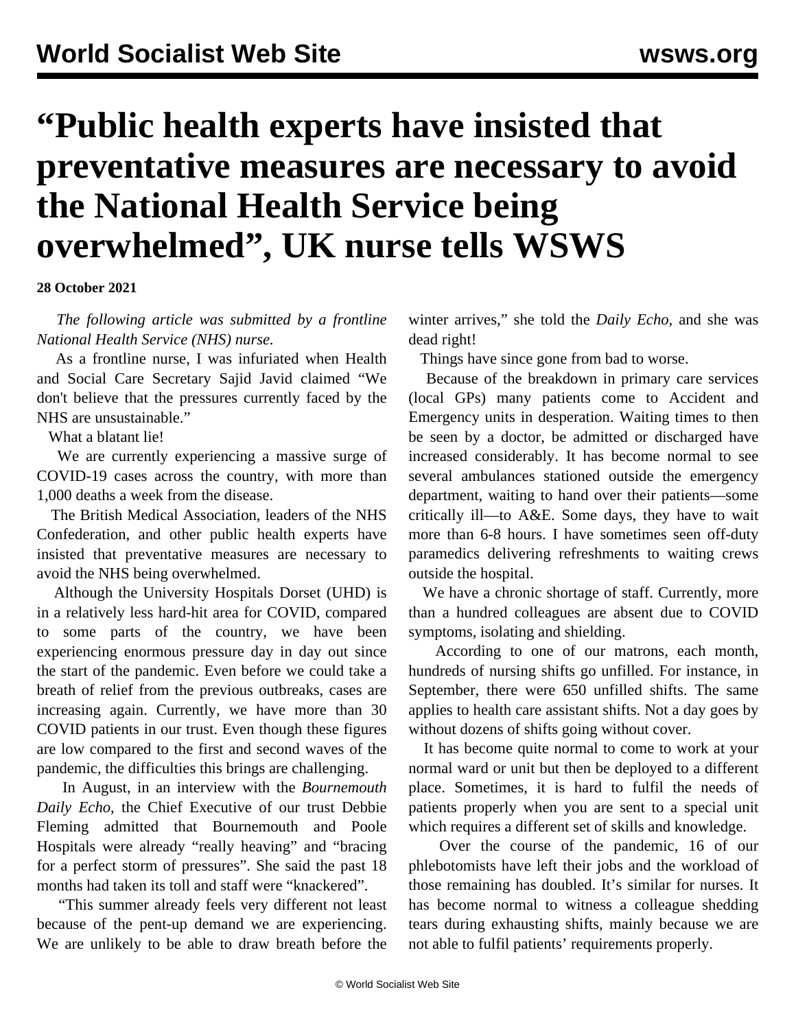# "Public health experts have insisted that preventative measures are necessary to avoid the National Health Service being overwhelmed", UK nurse tells WSWS

**28 October 2021**

*The following article was submitted by a frontline National Health Service (NHS) nurse.*

As a frontline nurse, I was infuriated when Health and Social Care Secretary Sajid Javid claimed "We don't believe that the pressures currently faced by the NHS are unsustainable."

What a blatant lie!

We are currently experiencing a massive surge of COVID-19 cases across the country, with more than 1,000 deaths a week from the disease.

The British Medical Association, leaders of the NHS Confederation, and other public health experts have insisted that preventative measures are necessary to avoid the NHS being overwhelmed.

Although the University Hospitals Dorset (UHD) is in a relatively less hard-hit area for COVID, compared to some parts of the country, we have been experiencing enormous pressure day in day out since the start of the pandemic. Even before we could take a breath of relief from the previous outbreaks, cases are increasing again. Currently, we have more than 30 COVID patients in our trust. Even though these figures are low compared to the first and second waves of the pandemic, the difficulties this brings are challenging.

In August, in an interview with the *Bournemouth Daily Echo*, the Chief Executive of our trust Debbie Fleming admitted that Bournemouth and Poole Hospitals were already "really heaving" and "bracing for a perfect storm of pressures". She said the past 18 months had taken its toll and staff were "knackered".

"This summer already feels very different not least because of the pent-up demand we are experiencing. We are unlikely to be able to draw breath before the winter arrives," she told the *Daily Echo*, and she was dead right!

Things have since gone from bad to worse.

Because of the breakdown in primary care services (local GPs) many patients come to Accident and Emergency units in desperation. Waiting times to then be seen by a doctor, be admitted or discharged have increased considerably. It has become normal to see several ambulances stationed outside the emergency department, waiting to hand over their patients—some critically ill—to A&E. Some days, they have to wait more than 6-8 hours. I have sometimes seen off-duty paramedics delivering refreshments to waiting crews outside the hospital.

We have a chronic shortage of staff. Currently, more than a hundred colleagues are absent due to COVID symptoms, isolating and shielding.

According to one of our matrons, each month, hundreds of nursing shifts go unfilled. For instance, in September, there were 650 unfilled shifts. The same applies to health care assistant shifts. Not a day goes by without dozens of shifts going without cover.

It has become quite normal to come to work at your normal ward or unit but then be deployed to a different place. Sometimes, it is hard to fulfil the needs of patients properly when you are sent to a special unit which requires a different set of skills and knowledge.

Over the course of the pandemic, 16 of our phlebotomists have left their jobs and the workload of those remaining has doubled. It's similar for nurses. It has become normal to witness a colleague shedding tears during exhausting shifts, mainly because we are not able to fulfil patients' requirements properly.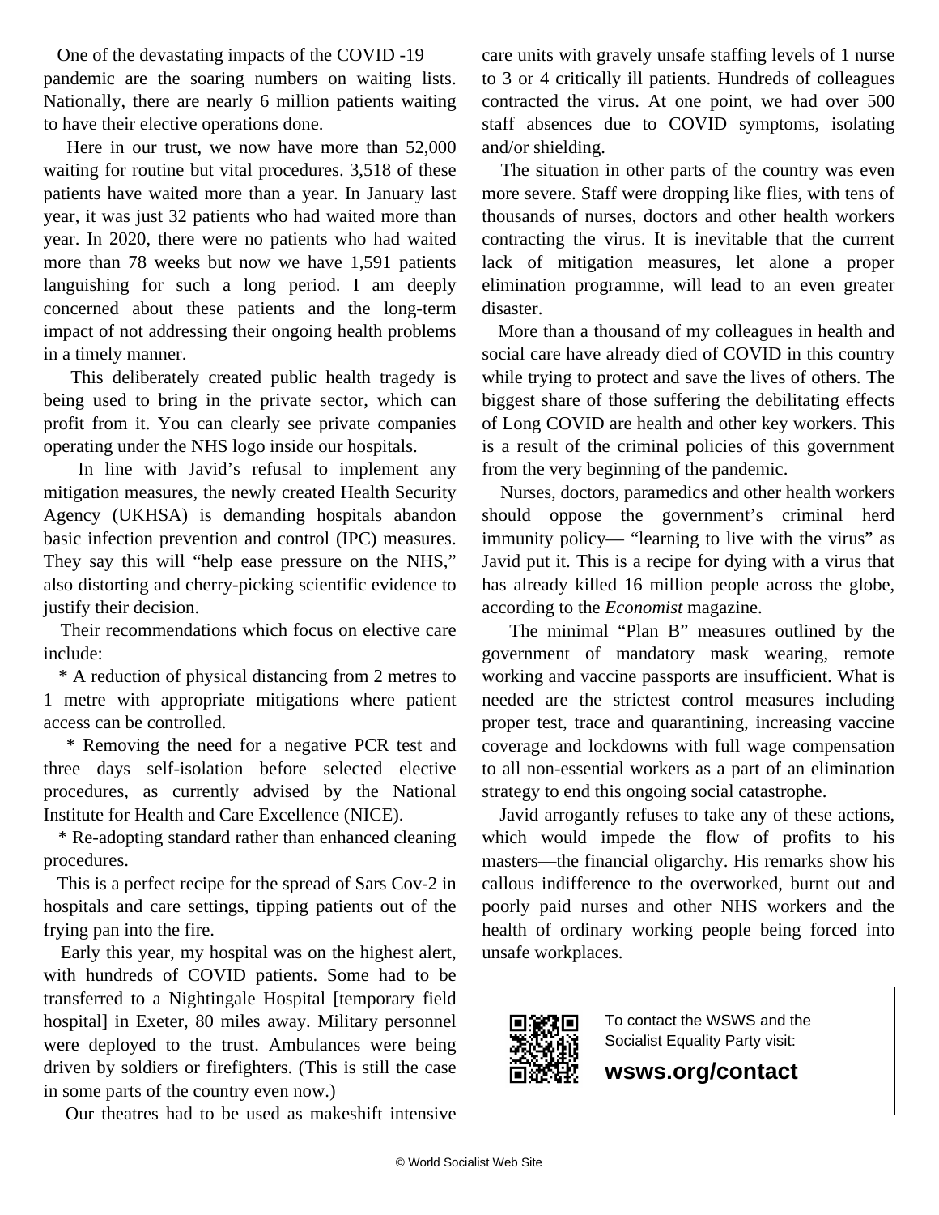One of the devastating impacts of the COVID -19 pandemic are the soaring numbers on waiting lists. Nationally, there are nearly 6 million patients waiting to have their elective operations done.

Here in our trust, we now have more than 52,000 waiting for routine but vital procedures. 3,518 of these patients have waited more than a year. In January last year, it was just 32 patients who had waited more than year. In 2020, there were no patients who had waited more than 78 weeks but now we have 1,591 patients languishing for such a long period. I am deeply concerned about these patients and the long-term impact of not addressing their ongoing health problems in a timely manner.

This deliberately created public health tragedy is being used to bring in the private sector, which can profit from it. You can clearly see private companies operating under the NHS logo inside our hospitals.

In line with Javid's refusal to implement any mitigation measures, the newly created Health Security Agency (UKHSA) is demanding hospitals abandon basic infection prevention and control (IPC) measures. They say this will "help ease pressure on the NHS," also distorting and cherry-picking scientific evidence to justify their decision.

Their recommendations which focus on elective care include:

* A reduction of physical distancing from 2 metres to 1 metre with appropriate mitigations where patient access can be controlled.

* Removing the need for a negative PCR test and three days self-isolation before selected elective procedures, as currently advised by the National Institute for Health and Care Excellence (NICE).

* Re-adopting standard rather than enhanced cleaning procedures.

This is a perfect recipe for the spread of Sars Cov-2 in hospitals and care settings, tipping patients out of the frying pan into the fire.

Early this year, my hospital was on the highest alert, with hundreds of COVID patients. Some had to be transferred to a Nightingale Hospital [temporary field hospital] in Exeter, 80 miles away. Military personnel were deployed to the trust. Ambulances were being driven by soldiers or firefighters. (This is still the case in some parts of the country even now.)

Our theatres had to be used as makeshift intensive care units with gravely unsafe staffing levels of 1 nurse to 3 or 4 critically ill patients. Hundreds of colleagues contracted the virus. At one point, we had over 500 staff absences due to COVID symptoms, isolating and/or shielding.

The situation in other parts of the country was even more severe. Staff were dropping like flies, with tens of thousands of nurses, doctors and other health workers contracting the virus. It is inevitable that the current lack of mitigation measures, let alone a proper elimination programme, will lead to an even greater disaster.

More than a thousand of my colleagues in health and social care have already died of COVID in this country while trying to protect and save the lives of others. The biggest share of those suffering the debilitating effects of Long COVID are health and other key workers. This is a result of the criminal policies of this government from the very beginning of the pandemic.

Nurses, doctors, paramedics and other health workers should oppose the government's criminal herd immunity policy— "learning to live with the virus" as Javid put it. This is a recipe for dying with a virus that has already killed 16 million people across the globe, according to the *Economist* magazine.

The minimal "Plan B" measures outlined by the government of mandatory mask wearing, remote working and vaccine passports are insufficient. What is needed are the strictest control measures including proper test, trace and quarantining, increasing vaccine coverage and lockdowns with full wage compensation to all non-essential workers as a part of an elimination strategy to end this ongoing social catastrophe.

Javid arrogantly refuses to take any of these actions, which would impede the flow of profits to his masters—the financial oligarchy. His remarks show his callous indifference to the overworked, burnt out and poorly paid nurses and other NHS workers and the health of ordinary working people being forced into unsafe workplaces.

To contact the WSWS and the Socialist Equality Party visit:

**wsws.org/contact**